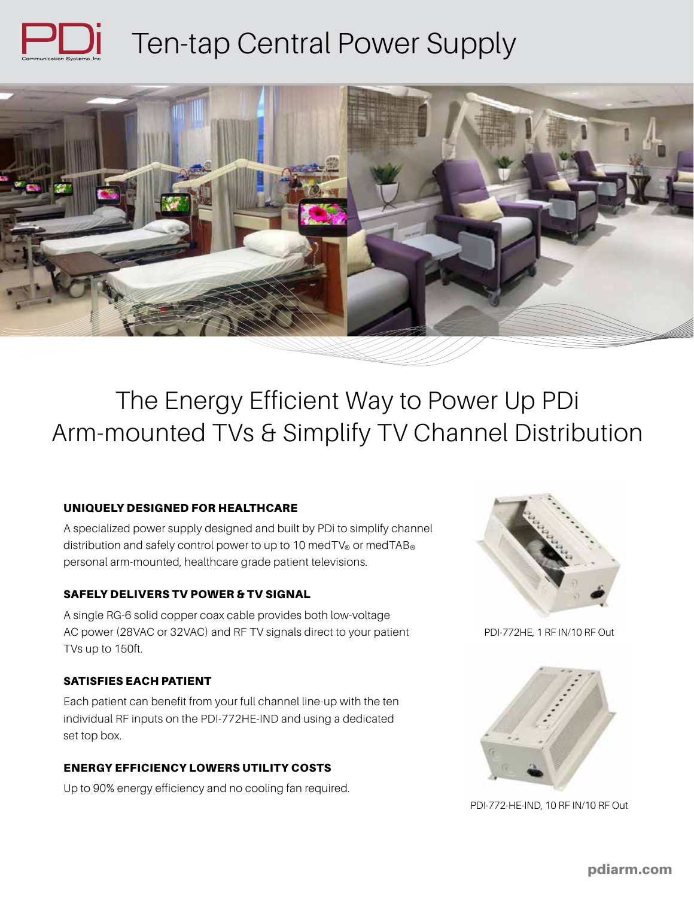# Ten-tap Central Power Supply

## The Energy Efficient Way to Power Up PDi Arm-mounted TVs & Simplify TV Channel Distribution

### UNIQUELY DESIGNED FOR HEALTHCARE

A specialized power supply designed and built by PDi to simplify channel distribution and safely control power to up to 10 medTV® or medTAB® personal arm-mounted, healthcare grade patient televisions.

### SAFELY DELIVERS TV POWER & TV SIGNAL

A single RG-6 solid copper coax cable provides both low-voltage AC power (28VAC or 32VAC) and RF TV signals direct to your patient TVs up to 150ft.

### SATISFIES EACH PATIENT

Each patient can benefit from your full channel line-up with the ten individual RF inputs on the PDI-772HE-IND and using a dedicated set top box.

### ENERGY EFFICIENCY LOWERS UTILITY COSTS

Up to 90% energy efficiency and no cooling fan required.

PDI-772HE, 1 RF IN/10 RF Out

PDI-772-HE-IND, 10 RF IN/10 RF Out

pdiarm.com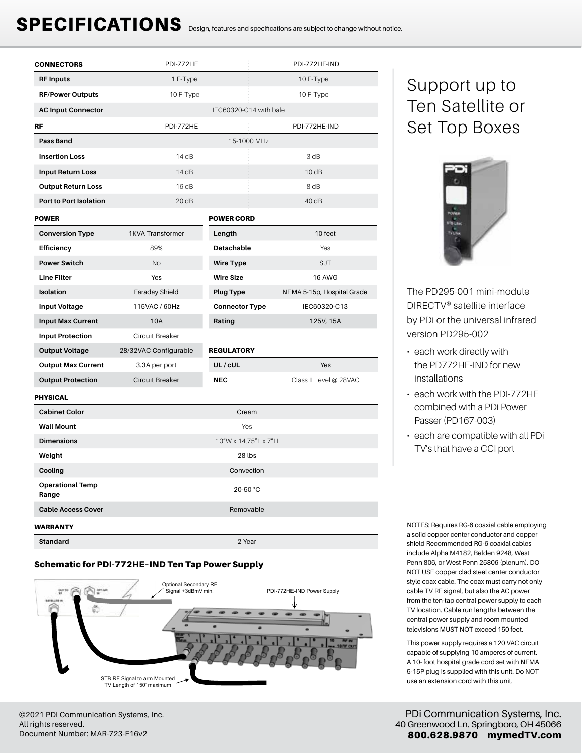# SPECIFICATIONS

Design, features and specifications are subject to change without notice.

| CONNECTORS | PDI-772HE | PDI-772HE-IND |
|---|---|---|
| RF Inputs | 1 F-Type | 10 F-Type |
| RF/Power Outputs | 10 F-Type | 10 F-Type |
| AC Input Connector | IEC60320-C14 with bale | |

| RF | PDI-772HE | PDI-772HE-IND |
|---|---|---|
| Pass Band | 15-1000 MHz | |
| Insertion Loss | 14 dB | 3 dB |
| Input Return Loss | 14 dB | 10 dB |
| Output Return Loss | 16 dB | 8 dB |
| Port to Port Isolation | 20 dB | 40 dB |

| POWER | |
|---|---|
| Conversion Type | 1KVA Transformer |
| Efficiency | 89% |
| Power Switch | No |
| Line Filter | Yes |
| Isolation | Faraday Shield |
| Input Voltage | 115VAC / 60Hz |
| Input Max Current | 10A |
| Input Protection | Circuit Breaker |
| Output Voltage | 28/32VAC Configurable |
| Output Max Current | 3.3A per port |
| Output Protection | Circuit Breaker |

| POWER CORD | |
|---|---|
| Length | 10 feet |
| Detachable | Yes |
| Wire Type | SJT |
| Wire Size | 16 AWG |
| Plug Type | NEMA 5-15p, Hospital Grade |
| Connector Type | IEC60320-C13 |
| Rating | 125V, 15A |

| REGULATORY | |
|---|---|
| UL / cUL | Yes |
| NEC | Class II Level @ 28VAC |

| PHYSICAL | |
|---|---|
| Cabinet Color | Cream |
| Wall Mount | Yes |
| Dimensions | 10"W x 14.75"L x 7"H |
| Weight | 28 lbs |
| Cooling | Convection |
| Operational Temp Range | 20-50 °C |
| Cable Access Cover | Removable |

| WARRANTY | |
|---|---|
| Standard | 2 Year |

### Schematic for PDI-772HE-IND Ten Tap Power Supply

Optional Secondary RF Signal +3dBmV min.

PDI-772HE-IND Power Supply

STB RF Signal to arm Mounted TV Length of 150' maximum

## Support up to Ten Satellite or Set Top Boxes

The PD295-001 mini-module DIRECTV® satellite interface by PDi or the universal infrared version PD295-002

- each work directly with the PD772HE-IND for new installations
- each work with the PDI-772HE combined with a PDi Power Passer (PD167-003)
- each are compatible with all PDi TV's that have a CCI port

NOTES: Requires RG-6 coaxial cable employing a solid copper center conductor and copper shield Recommended RG-6 coaxial cables include Alpha M4182, Belden 9248, West Penn 806, or West Penn 25806 (plenum). DO NOT USE copper clad steel center conductor style coax cable. The coax must carry not only cable TV RF signal, but also the AC power from the ten-tap central power supply to each TV location. Cable run lengths between the central power supply and room mounted televisions MUST NOT exceed 150 feet.

This power supply requires a 120 VAC circuit capable of supplying 10 amperes of current. A 10- foot hospital grade cord set with NEMA 5-15P plug is supplied with this unit. Do NOT use an extension cord with this unit.

©2021 PDi Communication Systems, Inc.
All rights reserved.
Document Number: MAR-723-F16v2

PDi Communication Systems, Inc.
40 Greenwood Ln. Springboro, OH 45066
**800.628.9870 mymedTV.com**